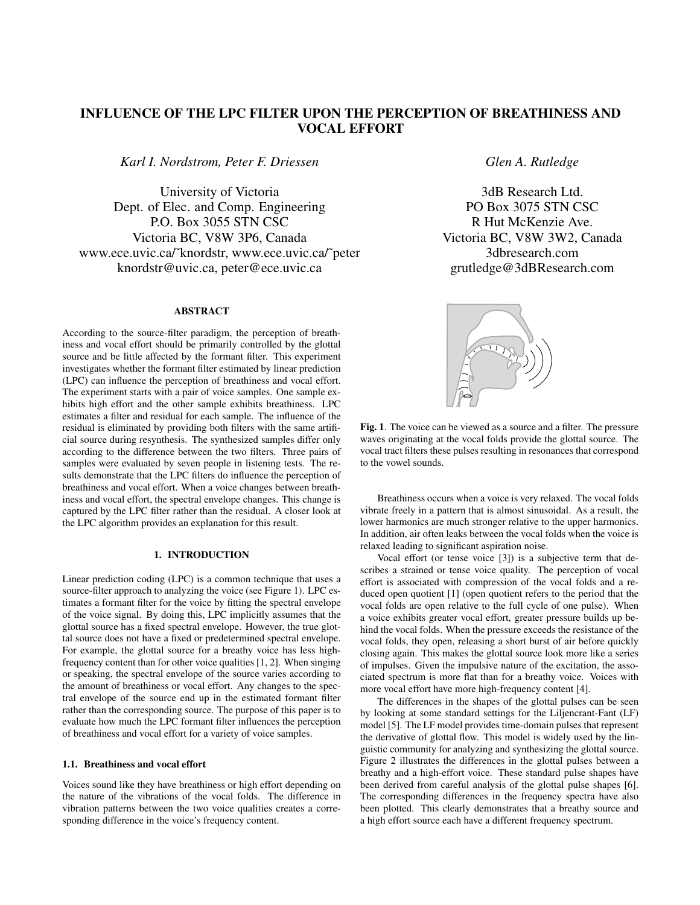# INFLUENCE OF THE LPC FILTER UPON THE PERCEPTION OF BREATHINESS AND VOCAL EFFORT

*Karl I. Nordstrom, Peter F. Driessen*

University of Victoria
Dept. of Elec. and Comp. Engineering
P.O. Box 3055 STN CSC
Victoria BC, V8W 3P6, Canada
www.ece.uvic.ca/~knordstr, www.ece.uvic.ca/~peter
knordstr@uvic.ca, peter@ece.uvic.ca

*Glen A. Rutledge*

3dB Research Ltd.
PO Box 3075 STN CSC
R Hut McKenzie Ave.
Victoria BC, V8W 3W2, Canada
3dbresearch.com
grutledge@3dBResearch.com

## ABSTRACT

According to the source-filter paradigm, the perception of breathiness and vocal effort should be primarily controlled by the glottal source and be little affected by the formant filter. This experiment investigates whether the formant filter estimated by linear prediction (LPC) can influence the perception of breathiness and vocal effort. The experiment starts with a pair of voice samples. One sample exhibits high effort and the other sample exhibits breathiness. LPC estimates a filter and residual for each sample. The influence of the residual is eliminated by providing both filters with the same artificial source during resynthesis. The synthesized samples differ only according to the difference between the two filters. Three pairs of samples were evaluated by seven people in listening tests. The results demonstrate that the LPC filters do influence the perception of breathiness and vocal effort. When a voice changes between breathiness and vocal effort, the spectral envelope changes. This change is captured by the LPC filter rather than the residual. A closer look at the LPC algorithm provides an explanation for this result.

## 1. INTRODUCTION

Linear prediction coding (LPC) is a common technique that uses a source-filter approach to analyzing the voice (see Figure 1). LPC estimates a formant filter for the voice by fitting the spectral envelope of the voice signal. By doing this, LPC implicitly assumes that the glottal source has a fixed spectral envelope. However, the true glottal source does not have a fixed or predetermined spectral envelope. For example, the glottal source for a breathy voice has less high-frequency content than for other voice qualities [1, 2]. When singing or speaking, the spectral envelope of the source varies according to the amount of breathiness or vocal effort. Any changes to the spectral envelope of the source end up in the estimated formant filter rather than the corresponding source. The purpose of this paper is to evaluate how much the LPC formant filter influences the perception of breathiness and vocal effort for a variety of voice samples.

### 1.1. Breathiness and vocal effort

Voices sound like they have breathiness or high effort depending on the nature of the vibrations of the vocal folds. The difference in vibration patterns between the two voice qualities creates a corresponding difference in the voice's frequency content.

**Fig. 1**. The voice can be viewed as a source and a filter. The pressure waves originating at the vocal folds provide the glottal source. The vocal tract filters these pulses resulting in resonances that correspond to the vowel sounds.

Breathiness occurs when a voice is very relaxed. The vocal folds vibrate freely in a pattern that is almost sinusoidal. As a result, the lower harmonics are much stronger relative to the upper harmonics. In addition, air often leaks between the vocal folds when the voice is relaxed leading to significant aspiration noise.

Vocal effort (or tense voice [3]) is a subjective term that describes a strained or tense voice quality. The perception of vocal effort is associated with compression of the vocal folds and a reduced open quotient [1] (open quotient refers to the period that the vocal folds are open relative to the full cycle of one pulse). When a voice exhibits greater vocal effort, greater pressure builds up behind the vocal folds. When the pressure exceeds the resistance of the vocal folds, they open, releasing a short burst of air before quickly closing again. This makes the glottal source look more like a series of impulses. Given the impulsive nature of the excitation, the associated spectrum is more flat than for a breathy voice. Voices with more vocal effort have more high-frequency content [4].

The differences in the shapes of the glottal pulses can be seen by looking at some standard settings for the Liljencrant-Fant (LF) model [5]. The LF model provides time-domain pulses that represent the derivative of glottal flow. This model is widely used by the linguistic community for analyzing and synthesizing the glottal source. Figure 2 illustrates the differences in the glottal pulses between a breathy and a high-effort voice. These standard pulse shapes have been derived from careful analysis of the glottal pulse shapes [6]. The corresponding differences in the frequency spectra have also been plotted. This clearly demonstrates that a breathy source and a high effort source each have a different frequency spectrum.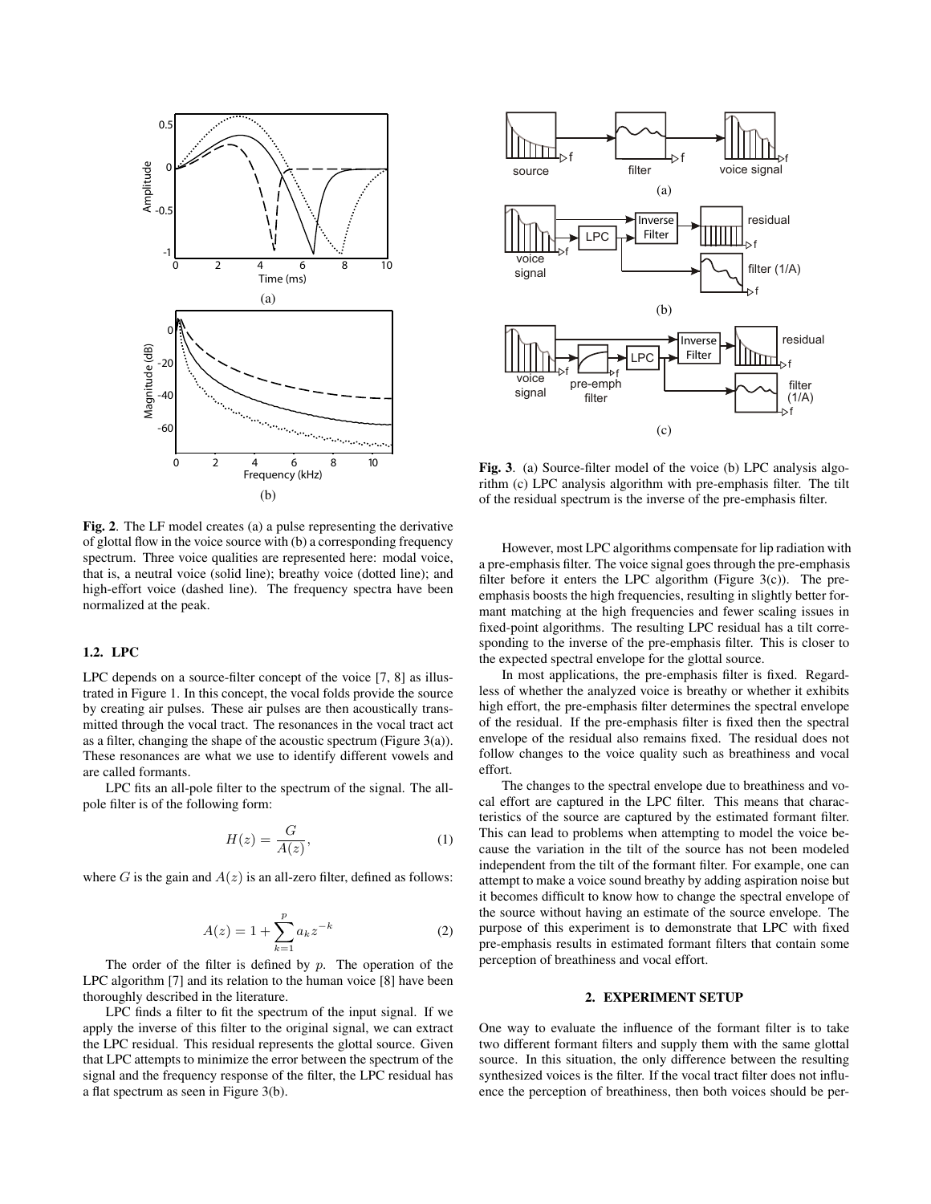0.5

0

-0.5

-1

0 2 4 6 8 10

Amplitude

Time (ms)

(a)

0

-20

-40

-60

0 2 4 6 8 10

Magnitude (dB)

Frequency (kHz)

(b)

**Fig. 2**. The LF model creates (a) a pulse representing the derivative of glottal flow in the voice source with (b) a corresponding frequency spectrum. Three voice qualities are represented here: modal voice, that is, a neutral voice (solid line); breathy voice (dotted line); and high-effort voice (dashed line). The frequency spectra have been normalized at the peak.

### 1.2. LPC

LPC depends on a source-filter concept of the voice [7, 8] as illustrated in Figure 1. In this concept, the vocal folds provide the source by creating air pulses. These air pulses are then acoustically transmitted through the vocal tract. The resonances in the vocal tract act as a filter, changing the shape of the acoustic spectrum (Figure 3(a)). These resonances are what we use to identify different vowels and are called formants.

LPC fits an all-pole filter to the spectrum of the signal. The all-pole filter is of the following form:

$$H(z) = \frac{G}{A(z)}, \tag{1}$$

where $G$ is the gain and $A(z)$ is an all-zero filter, defined as follows:

$$A(z) = 1 + \sum_{k=1}^{p} a_k z^{-k} \tag{2}$$

The order of the filter is defined by $p$. The operation of the LPC algorithm [7] and its relation to the human voice [8] have been thoroughly described in the literature.

LPC finds a filter to fit the spectrum of the input signal. If we apply the inverse of this filter to the original signal, we can extract the LPC residual. This residual represents the glottal source. Given that LPC attempts to minimize the error between the spectrum of the signal and the frequency response of the filter, the LPC residual has a flat spectrum as seen in Figure 3(b).

source

filter

voice signal

f

(a)

voice signal

LPC

Inverse Filter

residual

filter (1/A)

f

(b)

voice signal

pre-emph filter

LPC

Inverse Filter

residual

filter (1/A)

f

(c)

**Fig. 3**. (a) Source-filter model of the voice (b) LPC analysis algorithm (c) LPC analysis algorithm with pre-emphasis filter. The tilt of the residual spectrum is the inverse of the pre-emphasis filter.

However, most LPC algorithms compensate for lip radiation with a pre-emphasis filter. The voice signal goes through the pre-emphasis filter before it enters the LPC algorithm (Figure 3(c)). The pre-emphasis boosts the high frequencies, resulting in slightly better formant matching at the high frequencies and fewer scaling issues in fixed-point algorithms. The resulting LPC residual has a tilt corresponding to the inverse of the pre-emphasis filter. This is closer to the expected spectral envelope for the glottal source.

In most applications, the pre-emphasis filter is fixed. Regardless of whether the analyzed voice is breathy or whether it exhibits high effort, the pre-emphasis filter determines the spectral envelope of the residual. If the pre-emphasis filter is fixed then the spectral envelope of the residual also remains fixed. The residual does not follow changes to the voice quality such as breathiness and vocal effort.

The changes to the spectral envelope due to breathiness and vocal effort are captured in the LPC filter. This means that characteristics of the source are captured by the estimated formant filter. This can lead to problems when attempting to model the voice because the variation in the tilt of the source has not been modeled independent from the tilt of the formant filter. For example, one can attempt to make a voice sound breathy by adding aspiration noise but it becomes difficult to know how to change the spectral envelope of the source without having an estimate of the source envelope. The purpose of this experiment is to demonstrate that LPC with fixed pre-emphasis results in estimated formant filters that contain some perception of breathiness and vocal effort.

## 2. EXPERIMENT SETUP

One way to evaluate the influence of the formant filter is to take two different formant filters and supply them with the same glottal source. In this situation, the only difference between the resulting synthesized voices is the filter. If the vocal tract filter does not influence the perception of breathiness, then both voices should be per-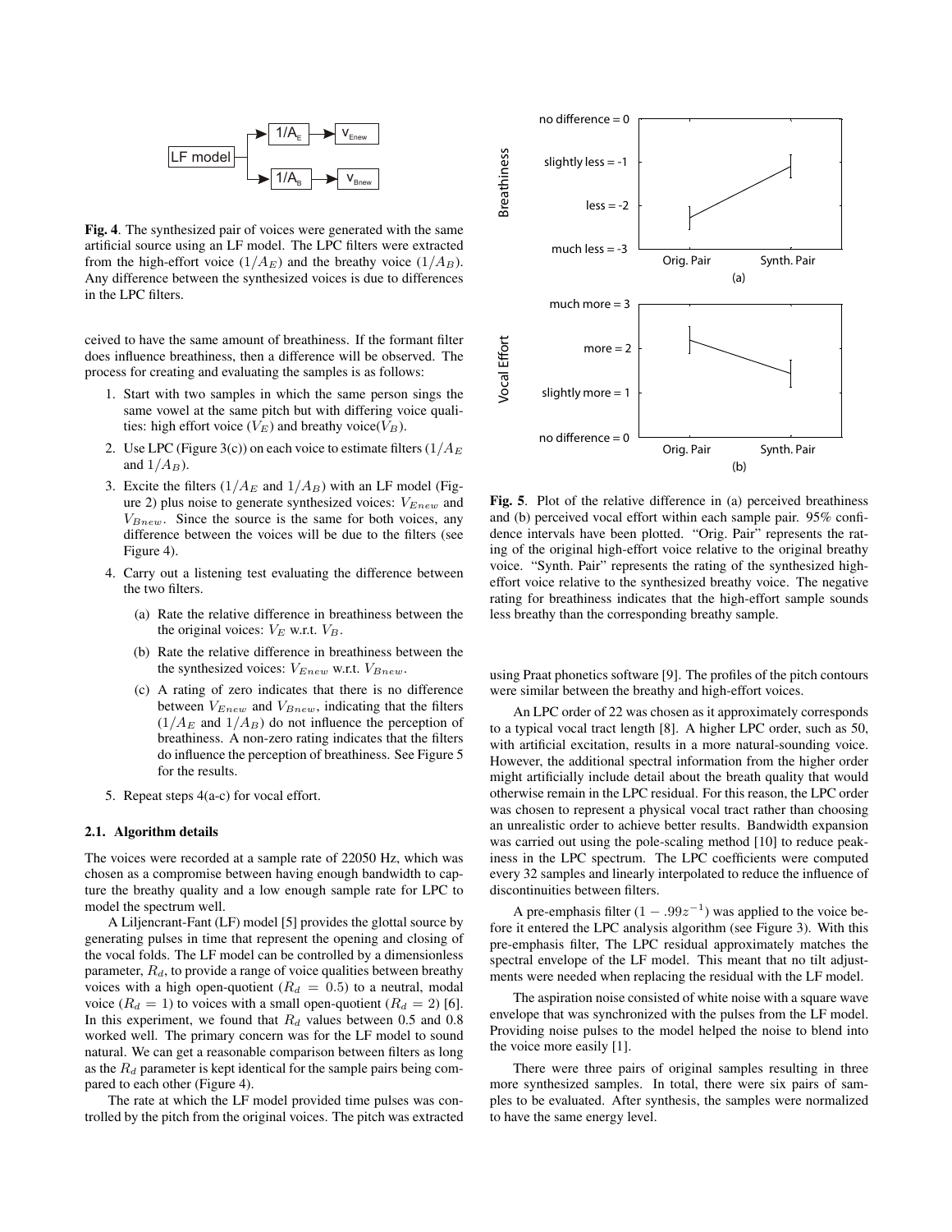**Fig. 4**. The synthesized pair of voices were generated with the same artificial source using an LF model. The LPC filters were extracted from the high-effort voice ($1/A_E$) and the breathy voice ($1/A_B$). Any difference between the synthesized voices is due to differences in the LPC filters.

ceived to have the same amount of breathiness. If the formant filter does influence breathiness, then a difference will be observed. The process for creating and evaluating the samples is as follows:

1. Start with two samples in which the same person sings the same vowel at the same pitch but with differing voice qualities: high effort voice ($V_E$) and breathy voice($V_B$).
2. Use LPC (Figure 3(c)) on each voice to estimate filters ($1/A_E$ and $1/A_B$).
3. Excite the filters ($1/A_E$ and $1/A_B$) with an LF model (Figure 2) plus noise to generate synthesized voices: $V_{Enew}$ and $V_{Bnew}$. Since the source is the same for both voices, any difference between the voices will be due to the filters (see Figure 4).
4. Carry out a listening test evaluating the difference between the two filters.
   - (a) Rate the relative difference in breathiness between the original voices: $V_E$ w.r.t. $V_B$.
   - (b) Rate the relative difference in breathiness between the synthesized voices: $V_{Enew}$ w.r.t. $V_{Bnew}$.
   - (c) A rating of zero indicates that there is no difference between $V_{Enew}$ and $V_{Bnew}$, indicating that the filters ($1/A_E$ and $1/A_B$) do not influence the perception of breathiness. A non-zero rating indicates that the filters do influence the perception of breathiness. See Figure 5 for the results.
5. Repeat steps 4(a-c) for vocal effort.

### 2.1. Algorithm details

The voices were recorded at a sample rate of 22050 Hz, which was chosen as a compromise between having enough bandwidth to capture the breathy quality and a low enough sample rate for LPC to model the spectrum well.

A Liljencrant-Fant (LF) model [5] provides the glottal source by generating pulses in time that represent the opening and closing of the vocal folds. The LF model can be controlled by a dimensionless parameter, $R_d$, to provide a range of voice qualities between breathy voices with a high open-quotient ($R_d = 0.5$) to a neutral, modal voice ($R_d = 1$) to voices with a small open-quotient ($R_d = 2$) [6]. In this experiment, we found that $R_d$ values between 0.5 and 0.8 worked well. The primary concern was for the LF model to sound natural. We can get a reasonable comparison between filters as long as the $R_d$ parameter is kept identical for the sample pairs being compared to each other (Figure 4).

The rate at which the LF model provided time pulses was controlled by the pitch from the original voices. The pitch was extracted using Praat phonetics software [9]. The profiles of the pitch contours were similar between the breathy and high-effort voices.

**Fig. 5**. Plot of the relative difference in (a) perceived breathiness and (b) perceived vocal effort within each sample pair. 95% confidence intervals have been plotted. "Orig. Pair" represents the rating of the original high-effort voice relative to the original breathy voice. "Synth. Pair" represents the rating of the synthesized high-effort voice relative to the synthesized breathy voice. The negative rating for breathiness indicates that the high-effort sample sounds less breathy than the corresponding breathy sample.

An LPC order of 22 was chosen as it approximately corresponds to a typical vocal tract length [8]. A higher LPC order, such as 50, with artificial excitation, results in a more natural-sounding voice. However, the additional spectral information from the higher order might artificially include detail about the breath quality that would otherwise remain in the LPC residual. For this reason, the LPC order was chosen to represent a physical vocal tract rather than choosing an unrealistic order to achieve better results. Bandwidth expansion was carried out using the pole-scaling method [10] to reduce peakiness in the LPC spectrum. The LPC coefficients were computed every 32 samples and linearly interpolated to reduce the influence of discontinuities between filters.

A pre-emphasis filter ($1 - .99z^{-1}$) was applied to the voice before it entered the LPC analysis algorithm (see Figure 3). With this pre-emphasis filter, The LPC residual approximately matches the spectral envelope of the LF model. This meant that no tilt adjustments were needed when replacing the residual with the LF model.

The aspiration noise consisted of white noise with a square wave envelope that was synchronized with the pulses from the LF model. Providing noise pulses to the model helped the noise to blend into the voice more easily [1].

There were three pairs of original samples resulting in three more synthesized samples. In total, there were six pairs of samples to be evaluated. After synthesis, the samples were normalized to have the same energy level.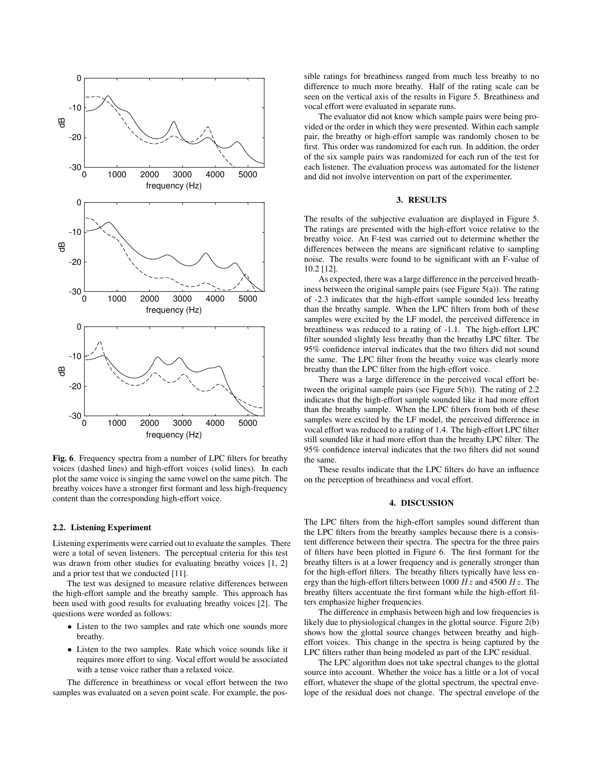Fig. 6. Frequency spectra from a number of LPC filters for breathy voices (dashed lines) and high-effort voices (solid lines). In each plot the same voice is singing the same vowel on the same pitch. The breathy voices have a stronger first formant and less high-frequency content than the corresponding high-effort voice.

### 2.2. Listening Experiment

Listening experiments were carried out to evaluate the samples. There were a total of seven listeners. The perceptual criteria for this test was drawn from other studies for evaluating breathy voices [1, 2] and a prior test that we conducted [11].

The test was designed to measure relative differences between the high-effort sample and the breathy sample. This approach has been used with good results for evaluating breathy voices [2]. The questions were worded as follows:

- Listen to the two samples and rate which one sounds more breathy.
- Listen to the two samples. Rate which voice sounds like it requires more effort to sing. Vocal effort would be associated with a tense voice rather than a relaxed voice.

The difference in breathiness or vocal effort between the two samples was evaluated on a seven point scale. For example, the possible ratings for breathiness ranged from much less breathy to no difference to much more breathy. Half of the rating scale can be seen on the vertical axis of the results in Figure 5. Breathiness and vocal effort were evaluated in separate runs.

The evaluator did not know which sample pairs were being provided or the order in which they were presented. Within each sample pair, the breathy or high-effort sample was randomly chosen to be first. This order was randomized for each run. In addition, the order of the six sample pairs was randomized for each run of the test for each listener. The evaluation process was automated for the listener and did not involve intervention on part of the experimenter.

## 3. RESULTS

The results of the subjective evaluation are displayed in Figure 5. The ratings are presented with the high-effort voice relative to the breathy voice. An F-test was carried out to determine whether the differences between the means are significant relative to sampling noise. The results were found to be significant with an F-value of 10.2 [12].

As expected, there was a large difference in the perceived breathiness between the original sample pairs (see Figure 5(a)). The rating of -2.3 indicates that the high-effort sample sounded less breathy than the breathy sample. When the LPC filters from both of these samples were excited by the LF model, the perceived difference in breathiness was reduced to a rating of -1.1. The high-effort LPC filter sounded slightly less breathy than the breathy LPC filter. The 95% confidence interval indicates that the two filters did not sound the same. The LPC filter from the breathy voice was clearly more breathy than the LPC filter from the high-effort voice.

There was a large difference in the perceived vocal effort between the original sample pairs (see Figure 5(b)). The rating of 2.2 indicates that the high-effort sample sounded like it had more effort than the breathy sample. When the LPC filters from both of these samples were excited by the LF model, the perceived difference in vocal effort was reduced to a rating of 1.4. The high-effort LPC filter still sounded like it had more effort than the breathy LPC filter. The 95% confidence interval indicates that the two filters did not sound the same.

These results indicate that the LPC filters do have an influence on the perception of breathiness and vocal effort.

## 4. DISCUSSION

The LPC filters from the high-effort samples sound different than the LPC filters from the breathy samples because there is a consistent difference between their spectra. The spectra for the three pairs of filters have been plotted in Figure 6. The first formant for the breathy filters is at a lower frequency and is generally stronger than for the high-effort filters. The breathy filters typically have less energy than the high-effort filters between 1000 $Hz$ and 4500 $Hz$. The breathy filters accentuate the first formant while the high-effort filters emphasize higher frequencies.

The difference in emphasis between high and low frequencies is likely due to physiological changes in the glottal source. Figure 2(b) shows how the glottal source changes between breathy and high-effort voices. This change in the spectra is being captured by the LPC filters rather than being modeled as part of the LPC residual.

The LPC algorithm does not take spectral changes to the glottal source into account. Whether the voice has a little or a lot of vocal effort, whatever the shape of the glottal spectrum, the spectral envelope of the residual does not change. The spectral envelope of the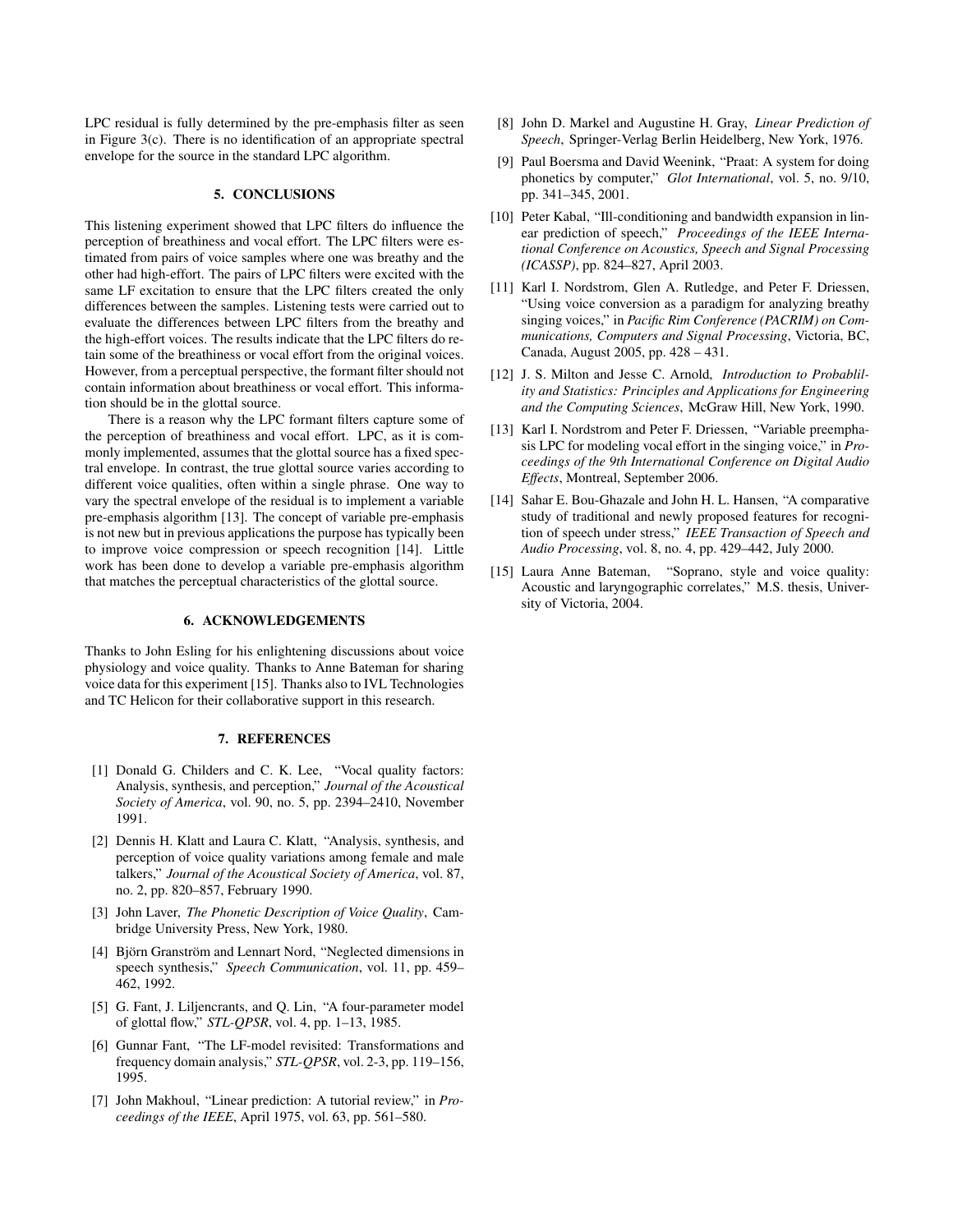LPC residual is fully determined by the pre-emphasis filter as seen in Figure 3(c). There is no identification of an appropriate spectral envelope for the source in the standard LPC algorithm.

## 5. CONCLUSIONS

This listening experiment showed that LPC filters do influence the perception of breathiness and vocal effort. The LPC filters were estimated from pairs of voice samples where one was breathy and the other had high-effort. The pairs of LPC filters were excited with the same LF excitation to ensure that the LPC filters created the only differences between the samples. Listening tests were carried out to evaluate the differences between LPC filters from the breathy and the high-effort voices. The results indicate that the LPC filters do retain some of the breathiness or vocal effort from the original voices. However, from a perceptual perspective, the formant filter should not contain information about breathiness or vocal effort. This information should be in the glottal source.

There is a reason why the LPC formant filters capture some of the perception of breathiness and vocal effort. LPC, as it is commonly implemented, assumes that the glottal source has a fixed spectral envelope. In contrast, the true glottal source varies according to different voice qualities, often within a single phrase. One way to vary the spectral envelope of the residual is to implement a variable pre-emphasis algorithm [13]. The concept of variable pre-emphasis is not new but in previous applications the purpose has typically been to improve voice compression or speech recognition [14]. Little work has been done to develop a variable pre-emphasis algorithm that matches the perceptual characteristics of the glottal source.

## 6. ACKNOWLEDGEMENTS

Thanks to John Esling for his enlightening discussions about voice physiology and voice quality. Thanks to Anne Bateman for sharing voice data for this experiment [15]. Thanks also to IVL Technologies and TC Helicon for their collaborative support in this research.

## 7. REFERENCES

[1] Donald G. Childers and C. K. Lee, "Vocal quality factors: Analysis, synthesis, and perception," *Journal of the Acoustical Society of America*, vol. 90, no. 5, pp. 2394–2410, November 1991.

[2] Dennis H. Klatt and Laura C. Klatt, "Analysis, synthesis, and perception of voice quality variations among female and male talkers," *Journal of the Acoustical Society of America*, vol. 87, no. 2, pp. 820–857, February 1990.

[3] John Laver, *The Phonetic Description of Voice Quality*, Cambridge University Press, New York, 1980.

[4] Björn Granström and Lennart Nord, "Neglected dimensions in speech synthesis," *Speech Communication*, vol. 11, pp. 459–462, 1992.

[5] G. Fant, J. Liljencrants, and Q. Lin, "A four-parameter model of glottal flow," *STL-QPSR*, vol. 4, pp. 1–13, 1985.

[6] Gunnar Fant, "The LF-model revisited: Transformations and frequency domain analysis," *STL-QPSR*, vol. 2-3, pp. 119–156, 1995.

[7] John Makhoul, "Linear prediction: A tutorial review," in *Proceedings of the IEEE*, April 1975, vol. 63, pp. 561–580.

[8] John D. Markel and Augustine H. Gray, *Linear Prediction of Speech*, Springer-Verlag Berlin Heidelberg, New York, 1976.

[9] Paul Boersma and David Weenink, "Praat: A system for doing phonetics by computer," *Glot International*, vol. 5, no. 9/10, pp. 341–345, 2001.

[10] Peter Kabal, "Ill-conditioning and bandwidth expansion in linear prediction of speech," *Proceedings of the IEEE International Conference on Acoustics, Speech and Signal Processing (ICASSP)*, pp. 824–827, April 2003.

[11] Karl I. Nordstrom, Glen A. Rutledge, and Peter F. Driessen, "Using voice conversion as a paradigm for analyzing breathy singing voices," in *Pacific Rim Conference (PACRIM) on Communications, Computers and Signal Processing*, Victoria, BC, Canada, August 2005, pp. 428 – 431.

[12] J. S. Milton and Jesse C. Arnold, *Introduction to Probablility and Statistics: Principles and Applications for Engineering and the Computing Sciences*, McGraw Hill, New York, 1990.

[13] Karl I. Nordstrom and Peter F. Driessen, "Variable preemphasis LPC for modeling vocal effort in the singing voice," in *Proceedings of the 9th International Conference on Digital Audio Effects*, Montreal, September 2006.

[14] Sahar E. Bou-Ghazale and John H. L. Hansen, "A comparative study of traditional and newly proposed features for recognition of speech under stress," *IEEE Transaction of Speech and Audio Processing*, vol. 8, no. 4, pp. 429–442, July 2000.

[15] Laura Anne Bateman, "Soprano, style and voice quality: Acoustic and laryngographic correlates," M.S. thesis, University of Victoria, 2004.